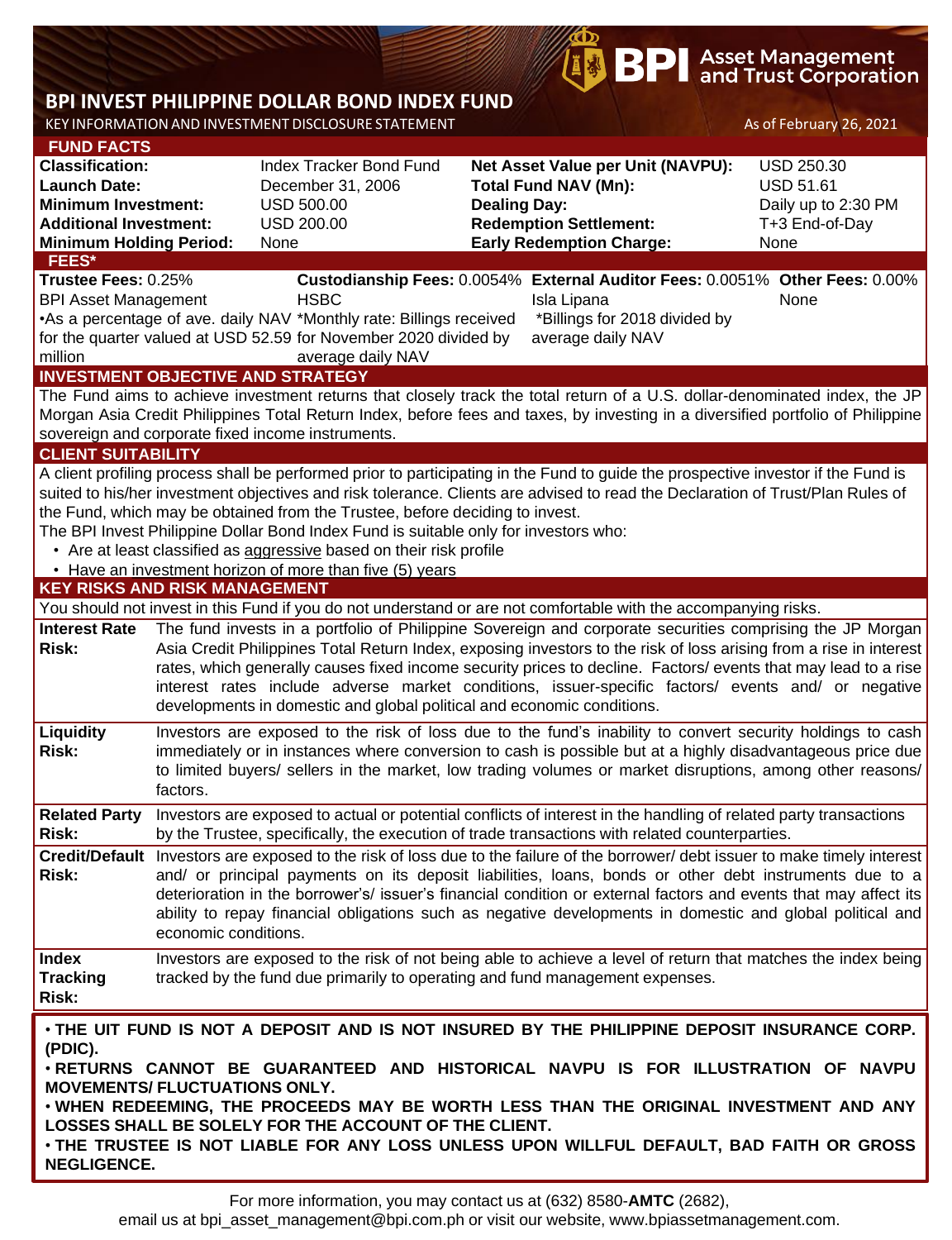# BPI INVEST PHILIPPINE DOLLAR BOND INDEX FUND

KEY INFORMATION AND INVESTMENT DISCLOSURE STATEMENT

As of February 26, 2021

## FUND FACTS

| | | | |
|---|---|---|---|
| **Classification:** | Index Tracker Bond Fund | **Net Asset Value per Unit (NAVPU):** | USD 250.30 |
| **Launch Date:** | December 31, 2006 | **Total Fund NAV (Mn):** | USD 51.61 |
| **Minimum Investment:** | USD 500.00 | **Dealing Day:** | Daily up to 2:30 PM |
| **Additional Investment:** | USD 200.00 | **Redemption Settlement:** | T+3 End-of-Day |
| **Minimum Holding Period:** | None | **Early Redemption Charge:** | None |

## FEES*

| **Trustee Fees:** 0.25% | **Custodianship Fees:** 0.0054% | **External Auditor Fees:** 0.0051% | **Other Fees:** 0.00% |
|---|---|---|---|
| BPI Asset Management | HSBC | Isla Lipana | None |
| •As a percentage of ave. daily NAV for the quarter valued at USD 52.59 million | *Monthly rate: Billings received for November 2020 divided by average daily NAV | *Billings for 2018 divided by average daily NAV | |

## INVESTMENT OBJECTIVE AND STRATEGY

The Fund aims to achieve investment returns that closely track the total return of a U.S. dollar-denominated index, the JP Morgan Asia Credit Philippines Total Return Index, before fees and taxes, by investing in a diversified portfolio of Philippine sovereign and corporate fixed income instruments.

## CLIENT SUITABILITY

A client profiling process shall be performed prior to participating in the Fund to guide the prospective investor if the Fund is suited to his/her investment objectives and risk tolerance. Clients are advised to read the Declaration of Trust/Plan Rules of the Fund, which may be obtained from the Trustee, before deciding to invest.

The BPI Invest Philippine Dollar Bond Index Fund is suitable only for investors who:

- Are at least classified as aggressive based on their risk profile
- Have an investment horizon of more than five (5) years

## KEY RISKS AND RISK MANAGEMENT

You should not invest in this Fund if you do not understand or are not comfortable with the accompanying risks.

| | |
|---|---|
| **Interest Rate Risk:** | The fund invests in a portfolio of Philippine Sovereign and corporate securities comprising the JP Morgan Asia Credit Philippines Total Return Index, exposing investors to the risk of loss arising from a rise in interest rates, which generally causes fixed income security prices to decline. Factors/ events that may lead to a rise interest rates include adverse market conditions, issuer-specific factors/ events and/ or negative developments in domestic and global political and economic conditions. |
| **Liquidity Risk:** | Investors are exposed to the risk of loss due to the fund's inability to convert security holdings to cash immediately or in instances where conversion to cash is possible but at a highly disadvantageous price due to limited buyers/ sellers in the market, low trading volumes or market disruptions, among other reasons/ factors. |
| **Related Party Risk:** | Investors are exposed to actual or potential conflicts of interest in the handling of related party transactions by the Trustee, specifically, the execution of trade transactions with related counterparties. |
| **Credit/Default Risk:** | Investors are exposed to the risk of loss due to the failure of the borrower/ debt issuer to make timely interest and/ or principal payments on its deposit liabilities, loans, bonds or other debt instruments due to a deterioration in the borrower's/ issuer's financial condition or external factors and events that may affect its ability to repay financial obligations such as negative developments in domestic and global political and economic conditions. |
| **Index Tracking Risk:** | Investors are exposed to the risk of not being able to achieve a level of return that matches the index being tracked by the fund due primarily to operating and fund management expenses. |

- **THE UIT FUND IS NOT A DEPOSIT AND IS NOT INSURED BY THE PHILIPPINE DEPOSIT INSURANCE CORP. (PDIC).**
- **RETURNS CANNOT BE GUARANTEED AND HISTORICAL NAVPU IS FOR ILLUSTRATION OF NAVPU MOVEMENTS/ FLUCTUATIONS ONLY.**
- **WHEN REDEEMING, THE PROCEEDS MAY BE WORTH LESS THAN THE ORIGINAL INVESTMENT AND ANY LOSSES SHALL BE SOLELY FOR THE ACCOUNT OF THE CLIENT.**
- **THE TRUSTEE IS NOT LIABLE FOR ANY LOSS UNLESS UPON WILLFUL DEFAULT, BAD FAITH OR GROSS NEGLIGENCE.**

For more information, you may contact us at (632) 8580-**AMTC** (2682), email us at bpi_asset_management@bpi.com.ph or visit our website, www.bpiassetmanagement.com.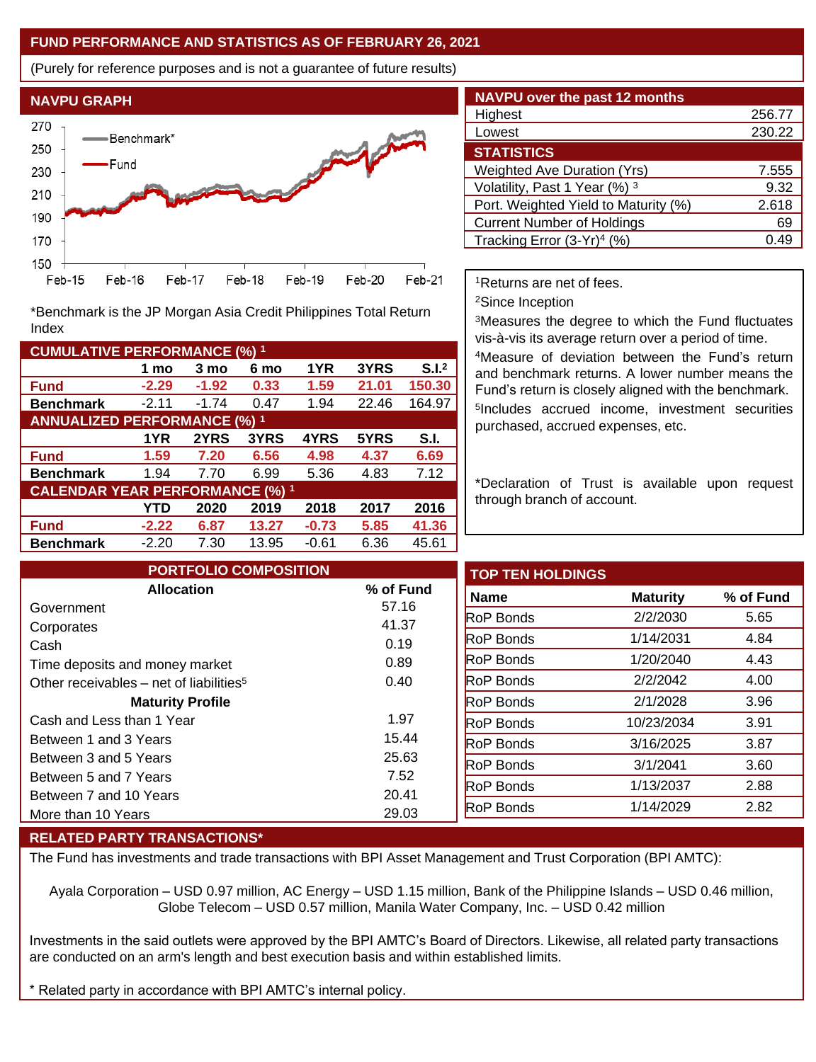## FUND PERFORMANCE AND STATISTICS AS OF FEBRUARY 26, 2021

(Purely for reference purposes and is not a guarantee of future results)

### NAVPU GRAPH

*Benchmark is the JP Morgan Asia Credit Philippines Total Return Index

### NAVPU over the past 12 months

| | |
|---|---|
| Highest | 256.77 |
| Lowest | 230.22 |

### STATISTICS

| | |
|---|---|
| Weighted Ave Duration (Yrs) | 7.555 |
| Volatility, Past 1 Year (%) [3] | 9.32 |
| Port. Weighted Yield to Maturity (%) | 2.618 |
| Current Number of Holdings | 69 |
| Tracking Error (3-Yr)[4] (%) | 0.49 |

### CUMULATIVE PERFORMANCE (%) [1]

| | 1 mo | 3 mo | 6 mo | 1YR | 3YRS | S.I.[2] |
|---|---|---|---|---|---|---|
| **Fund** | -2.29 | -1.92 | 0.33 | 1.59 | 21.01 | 150.30 |
| **Benchmark** | -2.11 | -1.74 | 0.47 | 1.94 | 22.46 | 164.97 |

### ANNUALIZED PERFORMANCE (%) [1]

| | 1YR | 2YRS | 3YRS | 4YRS | 5YRS | S.I. |
|---|---|---|---|---|---|---|
| **Fund** | 1.59 | 7.20 | 6.56 | 4.98 | 4.37 | 6.69 |
| **Benchmark** | 1.94 | 7.70 | 6.99 | 5.36 | 4.83 | 7.12 |

### CALENDAR YEAR PERFORMANCE (%) [1]

| | YTD | 2020 | 2019 | 2018 | 2017 | 2016 |
|---|---|---|---|---|---|---|
| **Fund** | -2.22 | 6.87 | 13.27 | -0.73 | 5.85 | 41.36 |
| **Benchmark** | -2.20 | 7.30 | 13.95 | -0.61 | 6.36 | 45.61 |

[1]Returns are net of fees.

[2]Since Inception

[3]Measures the degree to which the Fund fluctuates vis-à-vis its average return over a period of time.

[4]Measure of deviation between the Fund's return and benchmark returns. A lower number means the Fund's return is closely aligned with the benchmark.

[5]Includes accrued income, investment securities purchased, accrued expenses, etc.

*Declaration of Trust is available upon request through branch of account.

### PORTFOLIO COMPOSITION

| Allocation | % of Fund |
|---|---|
| Government | 57.16 |
| Corporates | 41.37 |
| Cash | 0.19 |
| Time deposits and money market | 0.89 |
| Other receivables – net of liabilities[5] | 0.40 |
| **Maturity Profile** | |
| Cash and Less than 1 Year | 1.97 |
| Between 1 and 3 Years | 15.44 |
| Between 3 and 5 Years | 25.63 |
| Between 5 and 7 Years | 7.52 |
| Between 7 and 10 Years | 20.41 |
| More than 10 Years | 29.03 |

### TOP TEN HOLDINGS

| Name | Maturity | % of Fund |
|---|---|---|
| RoP Bonds | 2/2/2030 | 5.65 |
| RoP Bonds | 1/14/2031 | 4.84 |
| RoP Bonds | 1/20/2040 | 4.43 |
| RoP Bonds | 2/2/2042 | 4.00 |
| RoP Bonds | 2/1/2028 | 3.96 |
| RoP Bonds | 10/23/2034 | 3.91 |
| RoP Bonds | 3/16/2025 | 3.87 |
| RoP Bonds | 3/1/2041 | 3.60 |
| RoP Bonds | 1/13/2037 | 2.88 |
| RoP Bonds | 1/14/2029 | 2.82 |

### RELATED PARTY TRANSACTIONS*

The Fund has investments and trade transactions with BPI Asset Management and Trust Corporation (BPI AMTC):

Ayala Corporation – USD 0.97 million, AC Energy – USD 1.15 million, Bank of the Philippine Islands – USD 0.46 million, Globe Telecom – USD 0.57 million, Manila Water Company, Inc. – USD 0.42 million

Investments in the said outlets were approved by the BPI AMTC's Board of Directors. Likewise, all related party transactions are conducted on an arm's length and best execution basis and within established limits.

* Related party in accordance with BPI AMTC's internal policy.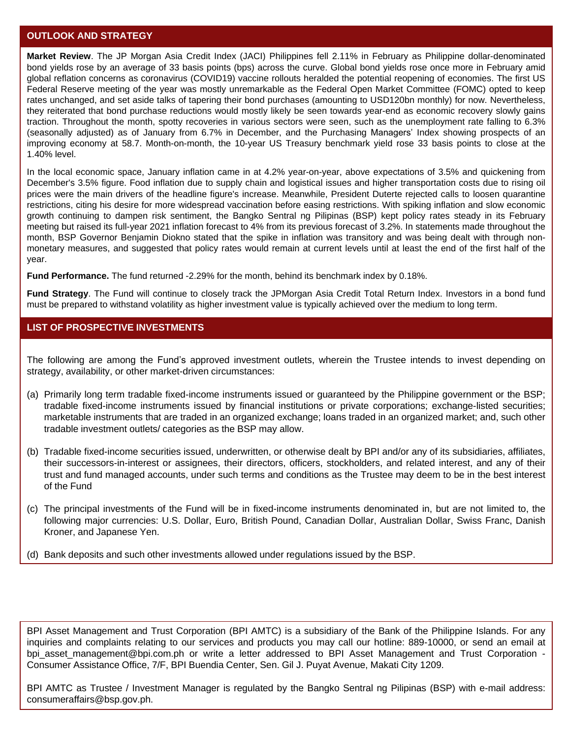## OUTLOOK AND STRATEGY

**Market Review**. The JP Morgan Asia Credit Index (JACI) Philippines fell 2.11% in February as Philippine dollar-denominated bond yields rose by an average of 33 basis points (bps) across the curve. Global bond yields rose once more in February amid global reflation concerns as coronavirus (COVID19) vaccine rollouts heralded the potential reopening of economies. The first US Federal Reserve meeting of the year was mostly unremarkable as the Federal Open Market Committee (FOMC) opted to keep rates unchanged, and set aside talks of tapering their bond purchases (amounting to USD120bn monthly) for now. Nevertheless, they reiterated that bond purchase reductions would mostly likely be seen towards year-end as economic recovery slowly gains traction. Throughout the month, spotty recoveries in various sectors were seen, such as the unemployment rate falling to 6.3% (seasonally adjusted) as of January from 6.7% in December, and the Purchasing Managers' Index showing prospects of an improving economy at 58.7. Month-on-month, the 10-year US Treasury benchmark yield rose 33 basis points to close at the 1.40% level.

In the local economic space, January inflation came in at 4.2% year-on-year, above expectations of 3.5% and quickening from December's 3.5% figure. Food inflation due to supply chain and logistical issues and higher transportation costs due to rising oil prices were the main drivers of the headline figure's increase. Meanwhile, President Duterte rejected calls to loosen quarantine restrictions, citing his desire for more widespread vaccination before easing restrictions. With spiking inflation and slow economic growth continuing to dampen risk sentiment, the Bangko Sentral ng Pilipinas (BSP) kept policy rates steady in its February meeting but raised its full-year 2021 inflation forecast to 4% from its previous forecast of 3.2%. In statements made throughout the month, BSP Governor Benjamin Diokno stated that the spike in inflation was transitory and was being dealt with through non-monetary measures, and suggested that policy rates would remain at current levels until at least the end of the first half of the year.

**Fund Performance.** The fund returned -2.29% for the month, behind its benchmark index by 0.18%.

**Fund Strategy**. The Fund will continue to closely track the JPMorgan Asia Credit Total Return Index. Investors in a bond fund must be prepared to withstand volatility as higher investment value is typically achieved over the medium to long term.

## LIST OF PROSPECTIVE INVESTMENTS

The following are among the Fund's approved investment outlets, wherein the Trustee intends to invest depending on strategy, availability, or other market-driven circumstances:

(a) Primarily long term tradable fixed-income instruments issued or guaranteed by the Philippine government or the BSP; tradable fixed-income instruments issued by financial institutions or private corporations; exchange-listed securities; marketable instruments that are traded in an organized exchange; loans traded in an organized market; and, such other tradable investment outlets/ categories as the BSP may allow.

(b) Tradable fixed-income securities issued, underwritten, or otherwise dealt by BPI and/or any of its subsidiaries, affiliates, their successors-in-interest or assignees, their directors, officers, stockholders, and related interest, and any of their trust and fund managed accounts, under such terms and conditions as the Trustee may deem to be in the best interest of the Fund

(c) The principal investments of the Fund will be in fixed-income instruments denominated in, but are not limited to, the following major currencies: U.S. Dollar, Euro, British Pound, Canadian Dollar, Australian Dollar, Swiss Franc, Danish Kroner, and Japanese Yen.

(d) Bank deposits and such other investments allowed under regulations issued by the BSP.

BPI Asset Management and Trust Corporation (BPI AMTC) is a subsidiary of the Bank of the Philippine Islands. For any inquiries and complaints relating to our services and products you may call our hotline: 889-10000, or send an email at bpi_asset_management@bpi.com.ph or write a letter addressed to BPI Asset Management and Trust Corporation - Consumer Assistance Office, 7/F, BPI Buendia Center, Sen. Gil J. Puyat Avenue, Makati City 1209.

BPI AMTC as Trustee / Investment Manager is regulated by the Bangko Sentral ng Pilipinas (BSP) with e-mail address: consumeraffairs@bsp.gov.ph.